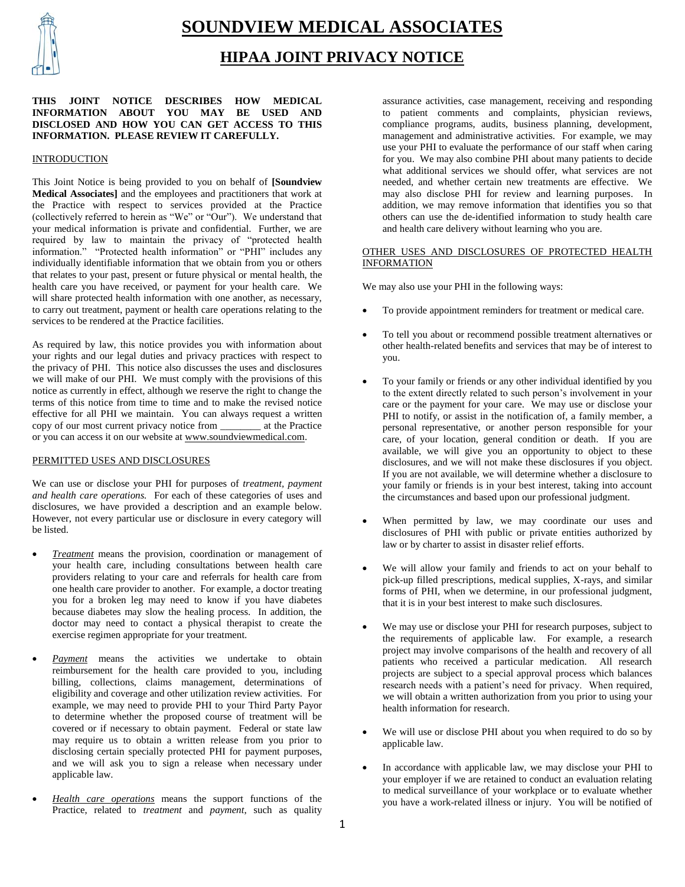# SOUNDVIEW MEDICAL ASSOCIATES

## HIPAA JOINT PRIVACY NOTICE

**THIS JOINT NOTICE DESCRIBES HOW MEDICAL INFORMATION ABOUT YOU MAY BE USED AND DISCLOSED AND HOW YOU CAN GET ACCESS TO THIS INFORMATION. PLEASE REVIEW IT CAREFULLY.**

INTRODUCTION

This Joint Notice is being provided to you on behalf of **[Soundview Medical Associates]** and the employees and practitioners that work at the Practice with respect to services provided at the Practice (collectively referred to herein as "We" or "Our"). We understand that your medical information is private and confidential. Further, we are required by law to maintain the privacy of "protected health information." "Protected health information" or "PHI" includes any individually identifiable information that we obtain from you or others that relates to your past, present or future physical or mental health, the health care you have received, or payment for your health care. We will share protected health information with one another, as necessary, to carry out treatment, payment or health care operations relating to the services to be rendered at the Practice facilities.

As required by law, this notice provides you with information about your rights and our legal duties and privacy practices with respect to the privacy of PHI. This notice also discusses the uses and disclosures we will make of our PHI. We must comply with the provisions of this notice as currently in effect, although we reserve the right to change the terms of this notice from time to time and to make the revised notice effective for all PHI we maintain. You can always request a written copy of our most current privacy notice from ________ at the Practice or you can access it on our website at www.soundviewmedical.com.

PERMITTED USES AND DISCLOSURES

We can use or disclose your PHI for purposes of *treatment, payment and health care operations.* For each of these categories of uses and disclosures, we have provided a description and an example below. However, not every particular use or disclosure in every category will be listed.

- *Treatment* means the provision, coordination or management of your health care, including consultations between health care providers relating to your care and referrals for health care from one health care provider to another. For example, a doctor treating you for a broken leg may need to know if you have diabetes because diabetes may slow the healing process. In addition, the doctor may need to contact a physical therapist to create the exercise regimen appropriate for your treatment.

- *Payment* means the activities we undertake to obtain reimbursement for the health care provided to you, including billing, collections, claims management, determinations of eligibility and coverage and other utilization review activities. For example, we may need to provide PHI to your Third Party Payor to determine whether the proposed course of treatment will be covered or if necessary to obtain payment. Federal or state law may require us to obtain a written release from you prior to disclosing certain specially protected PHI for payment purposes, and we will ask you to sign a release when necessary under applicable law.

- *Health care operations* means the support functions of the Practice, related to *treatment* and *payment*, such as quality assurance activities, case management, receiving and responding to patient comments and complaints, physician reviews, compliance programs, audits, business planning, development, management and administrative activities. For example, we may use your PHI to evaluate the performance of our staff when caring for you. We may also combine PHI about many patients to decide what additional services we should offer, what services are not needed, and whether certain new treatments are effective. We may also disclose PHI for review and learning purposes. In addition, we may remove information that identifies you so that others can use the de-identified information to study health care and health care delivery without learning who you are.

OTHER USES AND DISCLOSURES OF PROTECTED HEALTH INFORMATION

We may also use your PHI in the following ways:

- To provide appointment reminders for treatment or medical care.

- To tell you about or recommend possible treatment alternatives or other health-related benefits and services that may be of interest to you.

- To your family or friends or any other individual identified by you to the extent directly related to such person's involvement in your care or the payment for your care. We may use or disclose your PHI to notify, or assist in the notification of, a family member, a personal representative, or another person responsible for your care, of your location, general condition or death. If you are available, we will give you an opportunity to object to these disclosures, and we will not make these disclosures if you object. If you are not available, we will determine whether a disclosure to your family or friends is in your best interest, taking into account the circumstances and based upon our professional judgment.

- When permitted by law, we may coordinate our uses and disclosures of PHI with public or private entities authorized by law or by charter to assist in disaster relief efforts.

- We will allow your family and friends to act on your behalf to pick-up filled prescriptions, medical supplies, X-rays, and similar forms of PHI, when we determine, in our professional judgment, that it is in your best interest to make such disclosures.

- We may use or disclose your PHI for research purposes, subject to the requirements of applicable law. For example, a research project may involve comparisons of the health and recovery of all patients who received a particular medication. All research projects are subject to a special approval process which balances research needs with a patient's need for privacy. When required, we will obtain a written authorization from you prior to using your health information for research.

- We will use or disclose PHI about you when required to do so by applicable law.

- In accordance with applicable law, we may disclose your PHI to your employer if we are retained to conduct an evaluation relating to medical surveillance of your workplace or to evaluate whether you have a work-related illness or injury. You will be notified of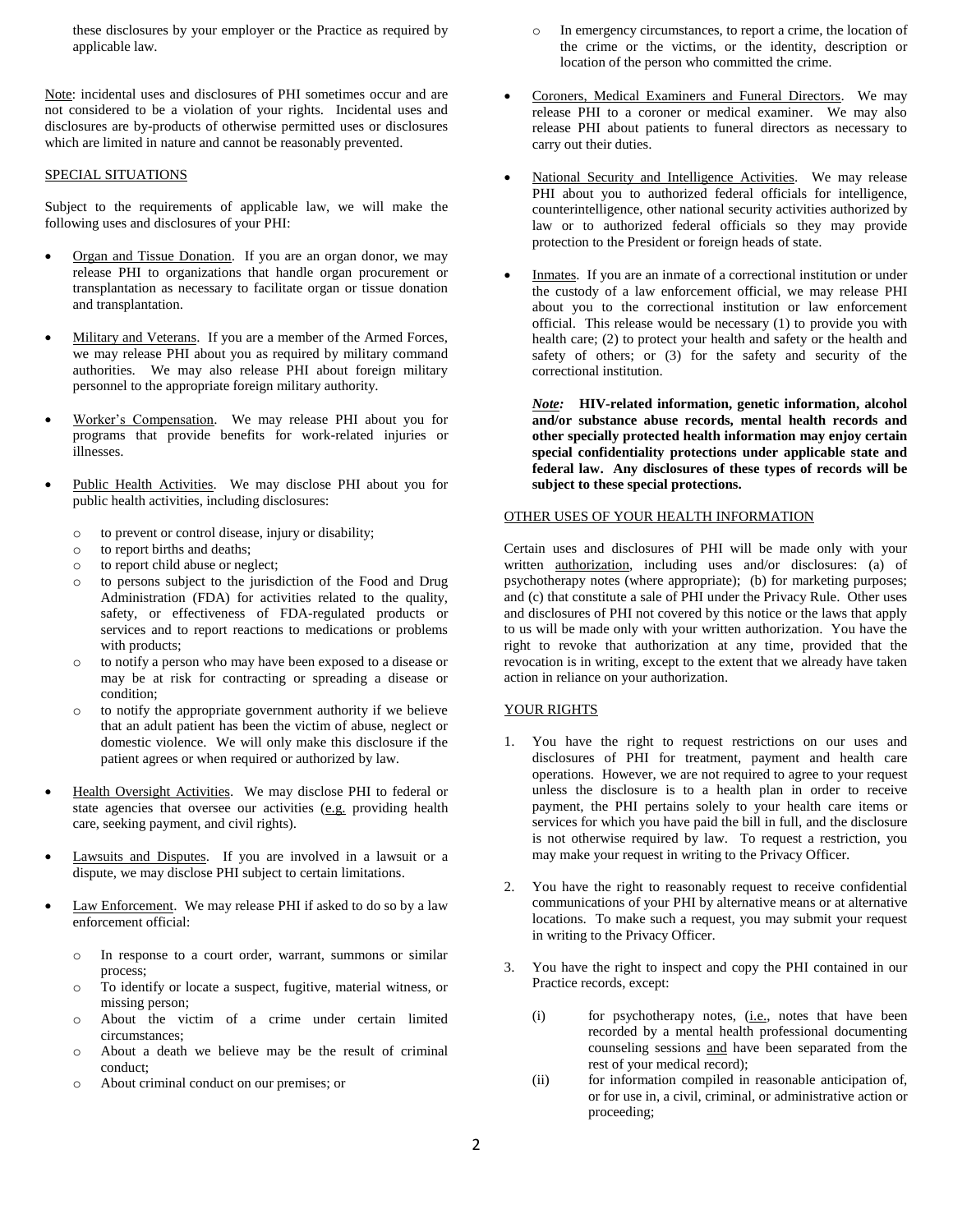these disclosures by your employer or the Practice as required by applicable law.

Note: incidental uses and disclosures of PHI sometimes occur and are not considered to be a violation of your rights. Incidental uses and disclosures are by-products of otherwise permitted uses or disclosures which are limited in nature and cannot be reasonably prevented.

## SPECIAL SITUATIONS

Subject to the requirements of applicable law, we will make the following uses and disclosures of your PHI:

- Organ and Tissue Donation. If you are an organ donor, we may release PHI to organizations that handle organ procurement or transplantation as necessary to facilitate organ or tissue donation and transplantation.
- Military and Veterans. If you are a member of the Armed Forces, we may release PHI about you as required by military command authorities. We may also release PHI about foreign military personnel to the appropriate foreign military authority.
- Worker's Compensation. We may release PHI about you for programs that provide benefits for work-related injuries or illnesses.
- Public Health Activities. We may disclose PHI about you for public health activities, including disclosures:
  - to prevent or control disease, injury or disability;
  - to report births and deaths;
  - to report child abuse or neglect;
  - to persons subject to the jurisdiction of the Food and Drug Administration (FDA) for activities related to the quality, safety, or effectiveness of FDA-regulated products or services and to report reactions to medications or problems with products;
  - to notify a person who may have been exposed to a disease or may be at risk for contracting or spreading a disease or condition;
  - to notify the appropriate government authority if we believe that an adult patient has been the victim of abuse, neglect or domestic violence. We will only make this disclosure if the patient agrees or when required or authorized by law.
- Health Oversight Activities. We may disclose PHI to federal or state agencies that oversee our activities (e.g. providing health care, seeking payment, and civil rights).
- Lawsuits and Disputes. If you are involved in a lawsuit or a dispute, we may disclose PHI subject to certain limitations.
- Law Enforcement. We may release PHI if asked to do so by a law enforcement official:
  - In response to a court order, warrant, summons or similar process;
  - To identify or locate a suspect, fugitive, material witness, or missing person;
  - About the victim of a crime under certain limited circumstances;
  - About a death we believe may be the result of criminal conduct;
  - About criminal conduct on our premises; or
  - In emergency circumstances, to report a crime, the location of the crime or the victims, or the identity, description or location of the person who committed the crime.
- Coroners, Medical Examiners and Funeral Directors. We may release PHI to a coroner or medical examiner. We may also release PHI about patients to funeral directors as necessary to carry out their duties.
- National Security and Intelligence Activities. We may release PHI about you to authorized federal officials for intelligence, counterintelligence, other national security activities authorized by law or to authorized federal officials so they may provide protection to the President or foreign heads of state.
- Inmates. If you are an inmate of a correctional institution or under the custody of a law enforcement official, we may release PHI about you to the correctional institution or law enforcement official. This release would be necessary (1) to provide you with health care; (2) to protect your health and safety or the health and safety of others; or (3) for the safety and security of the correctional institution.

  ***Note:*** **HIV-related information, genetic information, alcohol and/or substance abuse records, mental health records and other specially protected health information may enjoy certain special confidentiality protections under applicable state and federal law. Any disclosures of these types of records will be subject to these special protections.**

## OTHER USES OF YOUR HEALTH INFORMATION

Certain uses and disclosures of PHI will be made only with your written authorization, including uses and/or disclosures: (a) of psychotherapy notes (where appropriate); (b) for marketing purposes; and (c) that constitute a sale of PHI under the Privacy Rule. Other uses and disclosures of PHI not covered by this notice or the laws that apply to us will be made only with your written authorization. You have the right to revoke that authorization at any time, provided that the revocation is in writing, except to the extent that we already have taken action in reliance on your authorization.

## YOUR RIGHTS

1. You have the right to request restrictions on our uses and disclosures of PHI for treatment, payment and health care operations. However, we are not required to agree to your request unless the disclosure is to a health plan in order to receive payment, the PHI pertains solely to your health care items or services for which you have paid the bill in full, and the disclosure is not otherwise required by law. To request a restriction, you may make your request in writing to the Privacy Officer.
2. You have the right to reasonably request to receive confidential communications of your PHI by alternative means or at alternative locations. To make such a request, you may submit your request in writing to the Privacy Officer.
3. You have the right to inspect and copy the PHI contained in our Practice records, except:
   - (i) for psychotherapy notes, (i.e., notes that have been recorded by a mental health professional documenting counseling sessions and have been separated from the rest of your medical record);
   - (ii) for information compiled in reasonable anticipation of, or for use in, a civil, criminal, or administrative action or proceeding;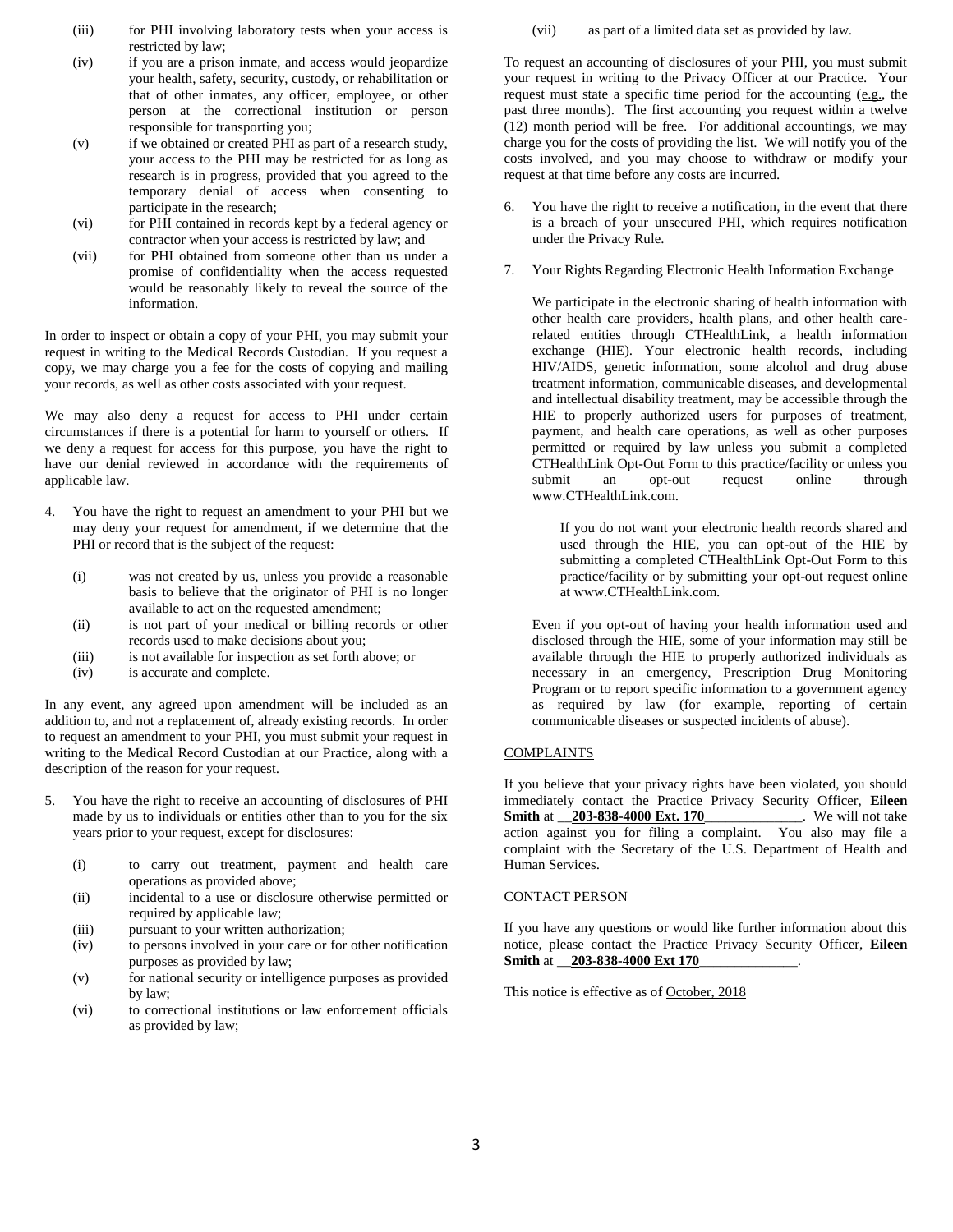(iii) for PHI involving laboratory tests when your access is restricted by law;

(iv) if you are a prison inmate, and access would jeopardize your health, safety, security, custody, or rehabilitation or that of other inmates, any officer, employee, or other person at the correctional institution or person responsible for transporting you;

(v) if we obtained or created PHI as part of a research study, your access to the PHI may be restricted for as long as research is in progress, provided that you agreed to the temporary denial of access when consenting to participate in the research;

(vi) for PHI contained in records kept by a federal agency or contractor when your access is restricted by law; and

(vii) for PHI obtained from someone other than us under a promise of confidentiality when the access requested would be reasonably likely to reveal the source of the information.

In order to inspect or obtain a copy of your PHI, you may submit your request in writing to the Medical Records Custodian. If you request a copy, we may charge you a fee for the costs of copying and mailing your records, as well as other costs associated with your request.

We may also deny a request for access to PHI under certain circumstances if there is a potential for harm to yourself or others. If we deny a request for access for this purpose, you have the right to have our denial reviewed in accordance with the requirements of applicable law.

4. You have the right to request an amendment to your PHI but we may deny your request for amendment, if we determine that the PHI or record that is the subject of the request:

   (i) was not created by us, unless you provide a reasonable basis to believe that the originator of PHI is no longer available to act on the requested amendment;

   (ii) is not part of your medical or billing records or other records used to make decisions about you;

   (iii) is not available for inspection as set forth above; or

   (iv) is accurate and complete.

In any event, any agreed upon amendment will be included as an addition to, and not a replacement of, already existing records. In order to request an amendment to your PHI, you must submit your request in writing to the Medical Record Custodian at our Practice, along with a description of the reason for your request.

5. You have the right to receive an accounting of disclosures of PHI made by us to individuals or entities other than to you for the six years prior to your request, except for disclosures:

   (i) to carry out treatment, payment and health care operations as provided above;

   (ii) incidental to a use or disclosure otherwise permitted or required by applicable law;

   (iii) pursuant to your written authorization;

   (iv) to persons involved in your care or for other notification purposes as provided by law;

   (v) for national security or intelligence purposes as provided by law;

   (vi) to correctional institutions or law enforcement officials as provided by law;

   (vii) as part of a limited data set as provided by law.

To request an accounting of disclosures of your PHI, you must submit your request in writing to the Privacy Officer at our Practice. Your request must state a specific time period for the accounting (e.g., the past three months). The first accounting you request within a twelve (12) month period will be free. For additional accountings, we may charge you for the costs of providing the list. We will notify you of the costs involved, and you may choose to withdraw or modify your request at that time before any costs are incurred.

6. You have the right to receive a notification, in the event that there is a breach of your unsecured PHI, which requires notification under the Privacy Rule.

7. Your Rights Regarding Electronic Health Information Exchange

   We participate in the electronic sharing of health information with other health care providers, health plans, and other health care-related entities through CTHealthLink, a health information exchange (HIE). Your electronic health records, including HIV/AIDS, genetic information, some alcohol and drug abuse treatment information, communicable diseases, and developmental and intellectual disability treatment, may be accessible through the HIE to properly authorized users for purposes of treatment, payment, and health care operations, as well as other purposes permitted or required by law unless you submit a completed CTHealthLink Opt-Out Form to this practice/facility or unless you submit an opt-out request online through www.CTHealthLink.com.

   > If you do not want your electronic health records shared and used through the HIE, you can opt-out of the HIE by submitting a completed CTHealthLink Opt-Out Form to this practice/facility or by submitting your opt-out request online at www.CTHealthLink.com.

   Even if you opt-out of having your health information used and disclosed through the HIE, some of your information may still be available through the HIE to properly authorized individuals as necessary in an emergency, Prescription Drug Monitoring Program or to report specific information to a government agency as required by law (for example, reporting of certain communicable diseases or suspected incidents of abuse).

## COMPLAINTS

If you believe that your privacy rights have been violated, you should immediately contact the Practice Privacy Security Officer, **Eileen Smith** at __**203-838-4000 Ext. 170**______________. We will not take action against you for filing a complaint. You also may file a complaint with the Secretary of the U.S. Department of Health and Human Services.

## CONTACT PERSON

If you have any questions or would like further information about this notice, please contact the Practice Privacy Security Officer, **Eileen Smith** at __**203-838-4000 Ext 170**______________.

This notice is effective as of October, 2018